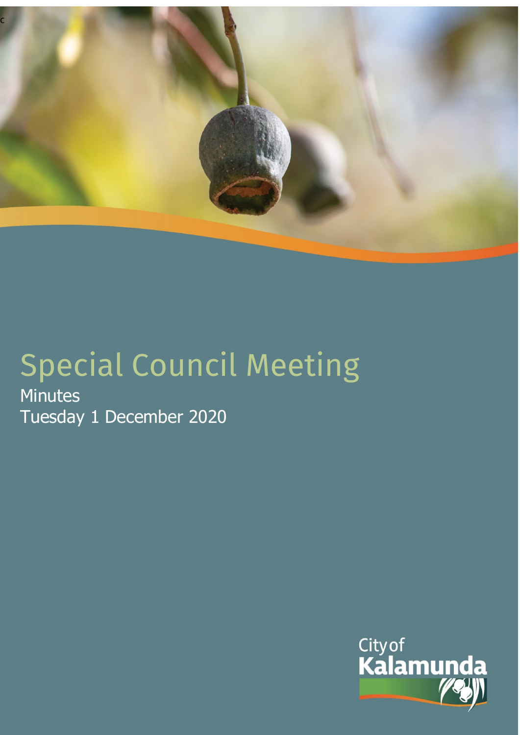c

# Special Council Meeting

Minutes

Tuesday 1 December 2020

City of Kalamunda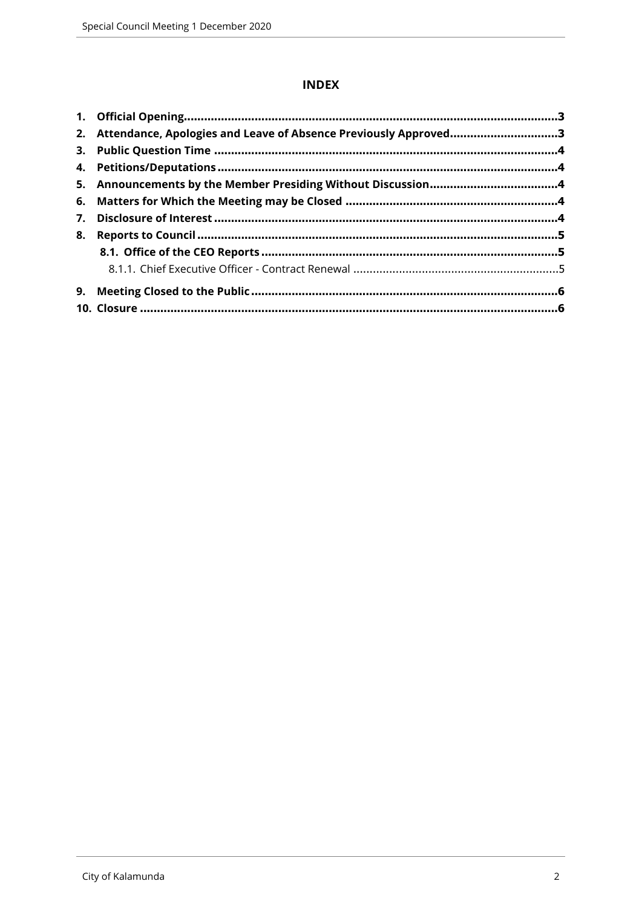# INDEX

1. **Official Opening** ..... 3
2. **Attendance, Apologies and Leave of Absence Previously Approved** ..... 3
3. **Public Question Time** ..... 4
4. **Petitions/Deputations** ..... 4
5. **Announcements by the Member Presiding Without Discussion** ..... 4
6. **Matters for Which the Meeting may be Closed** ..... 4
7. **Disclosure of Interest** ..... 4
8. **Reports to Council** ..... 5
    - **8.1. Office of the CEO Reports** ..... 5
        - 8.1.1. Chief Executive Officer - Contract Renewal ..... 5
9. **Meeting Closed to the Public** ..... 6
10. **Closure** ..... 6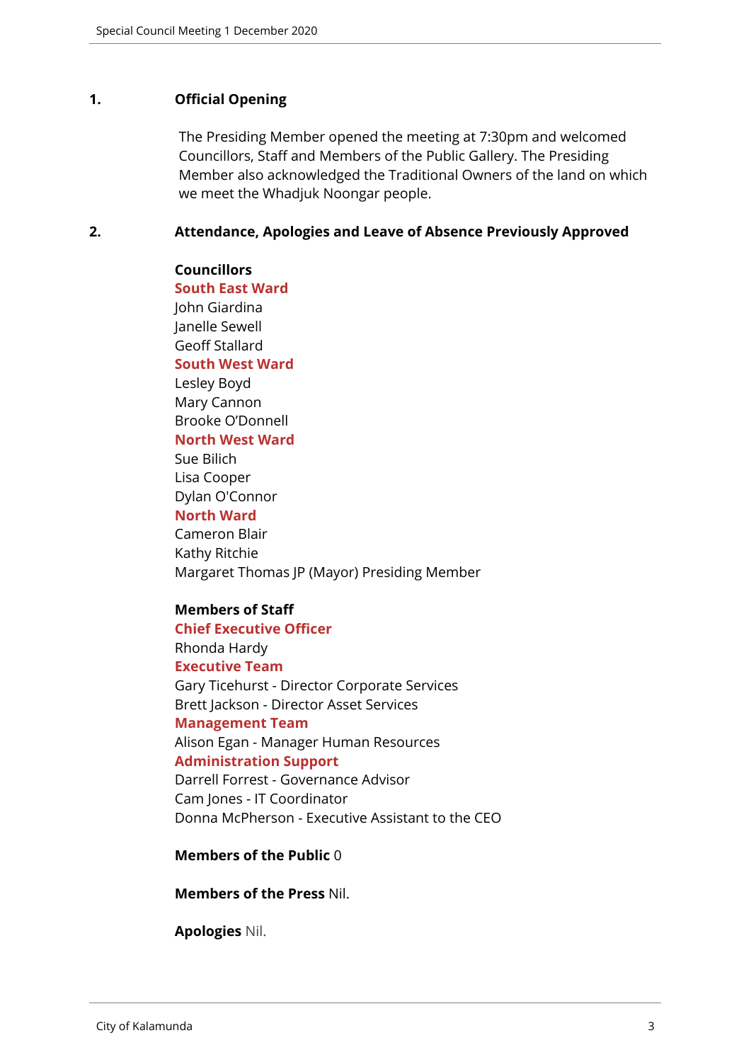## 1. Official Opening

The Presiding Member opened the meeting at 7:30pm and welcomed Councillors, Staff and Members of the Public Gallery. The Presiding Member also acknowledged the Traditional Owners of the land on which we meet the Whadjuk Noongar people.

## 2. Attendance, Apologies and Leave of Absence Previously Approved

**Councillors**

**South East Ward**
John Giardina
Janelle Sewell
Geoff Stallard

**South West Ward**
Lesley Boyd
Mary Cannon
Brooke O'Donnell

**North West Ward**
Sue Bilich
Lisa Cooper
Dylan O'Connor

**North Ward**
Cameron Blair
Kathy Ritchie
Margaret Thomas JP (Mayor) Presiding Member

**Members of Staff**

**Chief Executive Officer**
Rhonda Hardy

**Executive Team**
Gary Ticehurst - Director Corporate Services
Brett Jackson - Director Asset Services

**Management Team**
Alison Egan - Manager Human Resources

**Administration Support**
Darrell Forrest - Governance Advisor
Cam Jones - IT Coordinator
Donna McPherson - Executive Assistant to the CEO

**Members of the Public** 0

**Members of the Press** Nil.

**Apologies** Nil.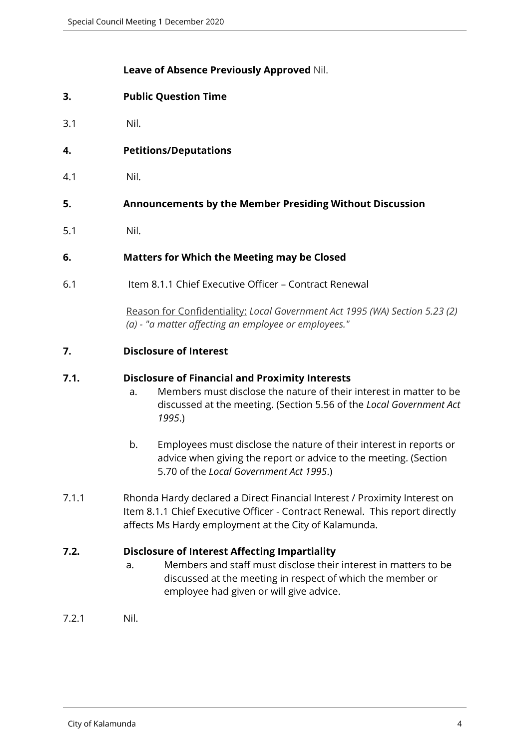**Leave of Absence Previously Approved** Nil.

## 3. Public Question Time

3.1 Nil.

## 4. Petitions/Deputations

4.1 Nil.

## 5. Announcements by the Member Presiding Without Discussion

5.1 Nil.

## 6. Matters for Which the Meeting may be Closed

6.1 Item 8.1.1 Chief Executive Officer – Contract Renewal

Reason for Confidentiality: *Local Government Act 1995 (WA) Section 5.23 (2) (a) - "a matter affecting an employee or employees."*

## 7. Disclosure of Interest

### 7.1. Disclosure of Financial and Proximity Interests

a. Members must disclose the nature of their interest in matter to be discussed at the meeting. (Section 5.56 of the *Local Government Act 1995*.)

b. Employees must disclose the nature of their interest in reports or advice when giving the report or advice to the meeting. (Section 5.70 of the *Local Government Act 1995*.)

7.1.1 Rhonda Hardy declared a Direct Financial Interest / Proximity Interest on Item 8.1.1 Chief Executive Officer - Contract Renewal. This report directly affects Ms Hardy employment at the City of Kalamunda.

### 7.2. Disclosure of Interest Affecting Impartiality

a. Members and staff must disclose their interest in matters to be discussed at the meeting in respect of which the member or employee had given or will give advice.

7.2.1 Nil.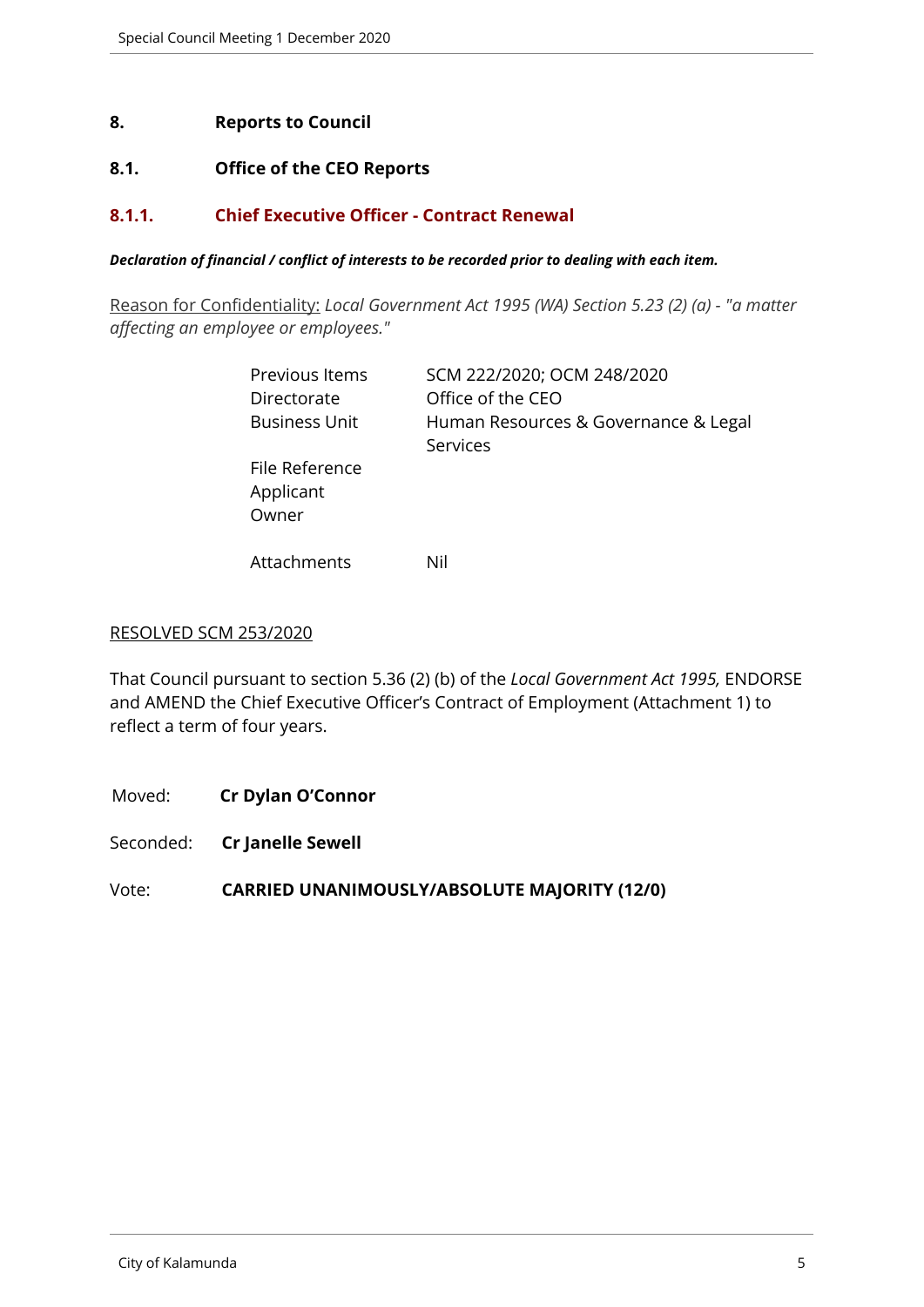## 8. Reports to Council

### 8.1. Office of the CEO Reports

### 8.1.1. Chief Executive Officer - Contract Renewal

***Declaration of financial / conflict of interests to be recorded prior to dealing with each item.***

Reason for Confidentiality: *Local Government Act 1995 (WA) Section 5.23 (2) (a) - "a matter affecting an employee or employees."*

| | |
|---|---|
| Previous Items | SCM 222/2020; OCM 248/2020 |
| Directorate | Office of the CEO |
| Business Unit | Human Resources & Governance & Legal Services |
| File Reference | |
| Applicant | |
| Owner | |
| Attachments | Nil |

RESOLVED SCM 253/2020

That Council pursuant to section 5.36 (2) (b) of the *Local Government Act 1995,* ENDORSE and AMEND the Chief Executive Officer's Contract of Employment (Attachment 1) to reflect a term of four years.

Moved: **Cr Dylan O'Connor**

Seconded: **Cr Janelle Sewell**

Vote: **CARRIED UNANIMOUSLY/ABSOLUTE MAJORITY (12/0)**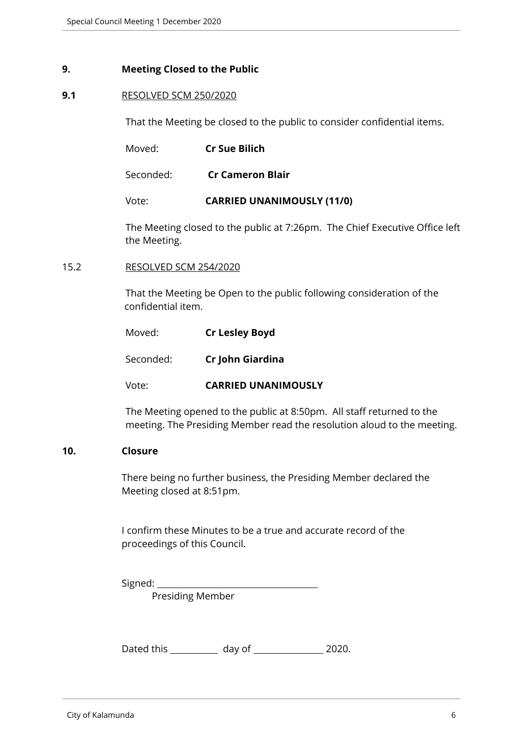## 9. Meeting Closed to the Public

**9.1** RESOLVED SCM 250/2020

That the Meeting be closed to the public to consider confidential items.

Moved: **Cr Sue Bilich**

Seconded: **Cr Cameron Blair**

Vote: **CARRIED UNANIMOUSLY (11/0)**

The Meeting closed to the public at 7:26pm. The Chief Executive Office left the Meeting.

15.2 RESOLVED SCM 254/2020

That the Meeting be Open to the public following consideration of the confidential item.

Moved: **Cr Lesley Boyd**

Seconded: **Cr John Giardina**

Vote: **CARRIED UNANIMOUSLY**

The Meeting opened to the public at 8:50pm. All staff returned to the meeting. The Presiding Member read the resolution aloud to the meeting.

## 10. Closure

There being no further business, the Presiding Member declared the Meeting closed at 8:51pm.

I confirm these Minutes to be a true and accurate record of the proceedings of this Council.

Signed: ______________________________
Presiding Member

Dated this __________ day of ______________ 2020.